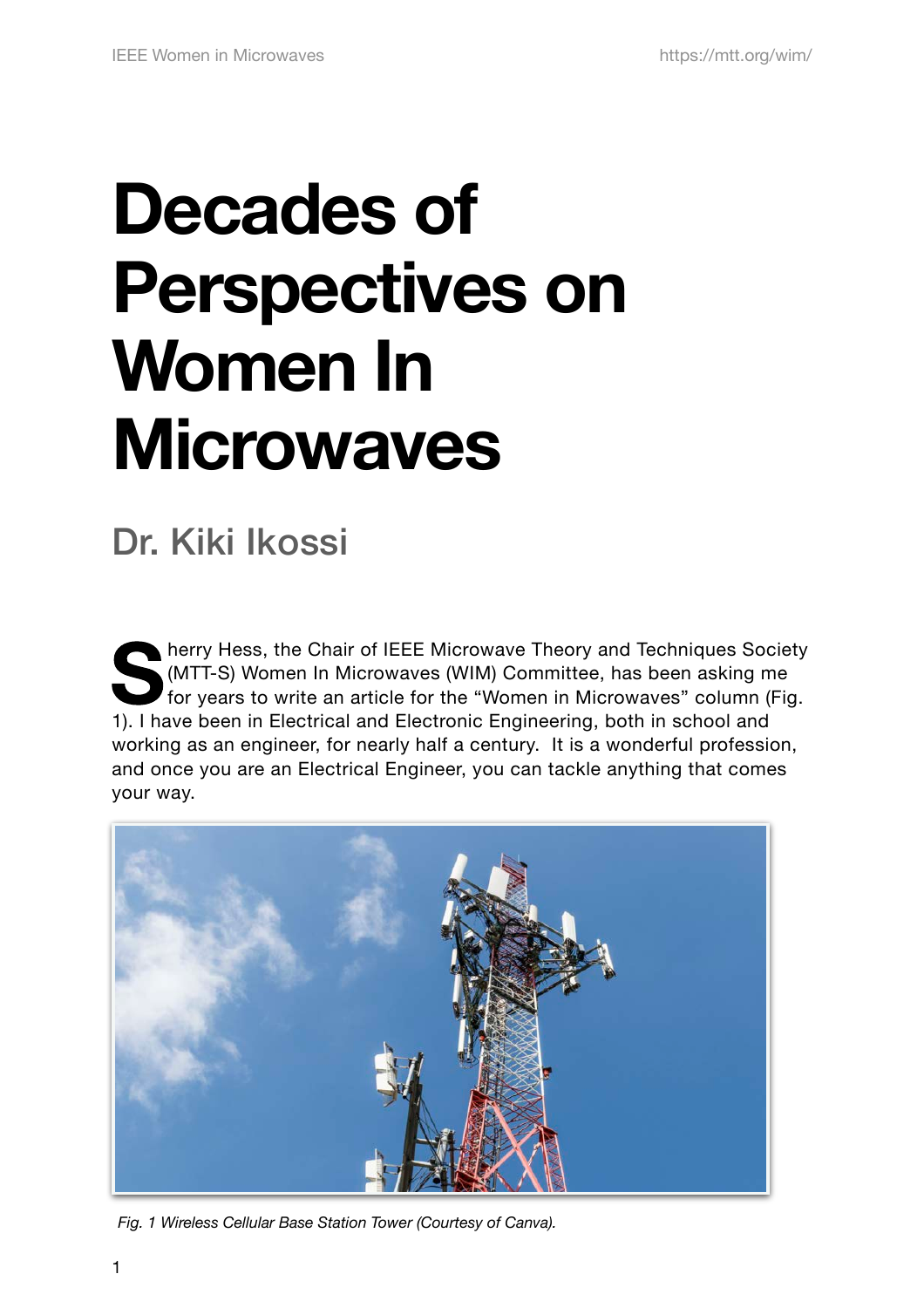# Decades of Perspectives on Women In Microwaves

## Dr. Kiki Ikossi

Sherry Hess, the Chair of IEEE Microwave Theory and Techniques Society (MTT-S) Women In Microwaves (WIM) Committee, has been asking me for years to write an article for the "Women in Microwaves" column (Fig. 1). I have been in Electrical and Electronic Engineering, both in school and working as an engineer, for nearly half a century. It is a wonderful profession, and once you are an Electrical Engineer, you can tackle anything that comes your way.

*Fig. 1 Wireless Cellular Base Station Tower (Courtesy of Canva).*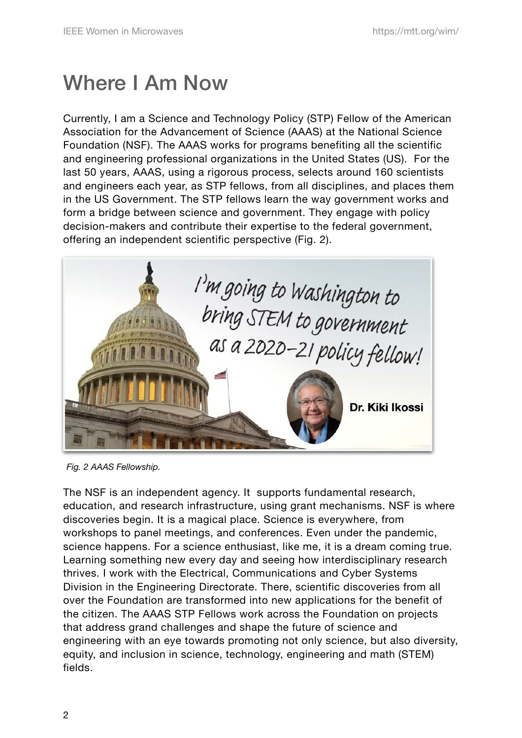# Where I Am Now

Currently, I am a Science and Technology Policy (STP) Fellow of the American Association for the Advancement of Science (AAAS) at the National Science Foundation (NSF). The AAAS works for programs benefiting all the scientific and engineering professional organizations in the United States (US). For the last 50 years, AAAS, using a rigorous process, selects around 160 scientists and engineers each year, as STP fellows, from all disciplines, and places them in the US Government. The STP fellows learn the way government works and form a bridge between science and government. They engage with policy decision-makers and contribute their expertise to the federal government, offering an independent scientific perspective (Fig. 2).

*Fig. 2 AAAS Fellowship.*

The NSF is an independent agency. It supports fundamental research, education, and research infrastructure, using grant mechanisms. NSF is where discoveries begin. It is a magical place. Science is everywhere, from workshops to panel meetings, and conferences. Even under the pandemic, science happens. For a science enthusiast, like me, it is a dream coming true. Learning something new every day and seeing how interdisciplinary research thrives. I work with the Electrical, Communications and Cyber Systems Division in the Engineering Directorate. There, scientific discoveries from all over the Foundation are transformed into new applications for the benefit of the citizen. The AAAS STP Fellows work across the Foundation on projects that address grand challenges and shape the future of science and engineering with an eye towards promoting not only science, but also diversity, equity, and inclusion in science, technology, engineering and math (STEM) fields.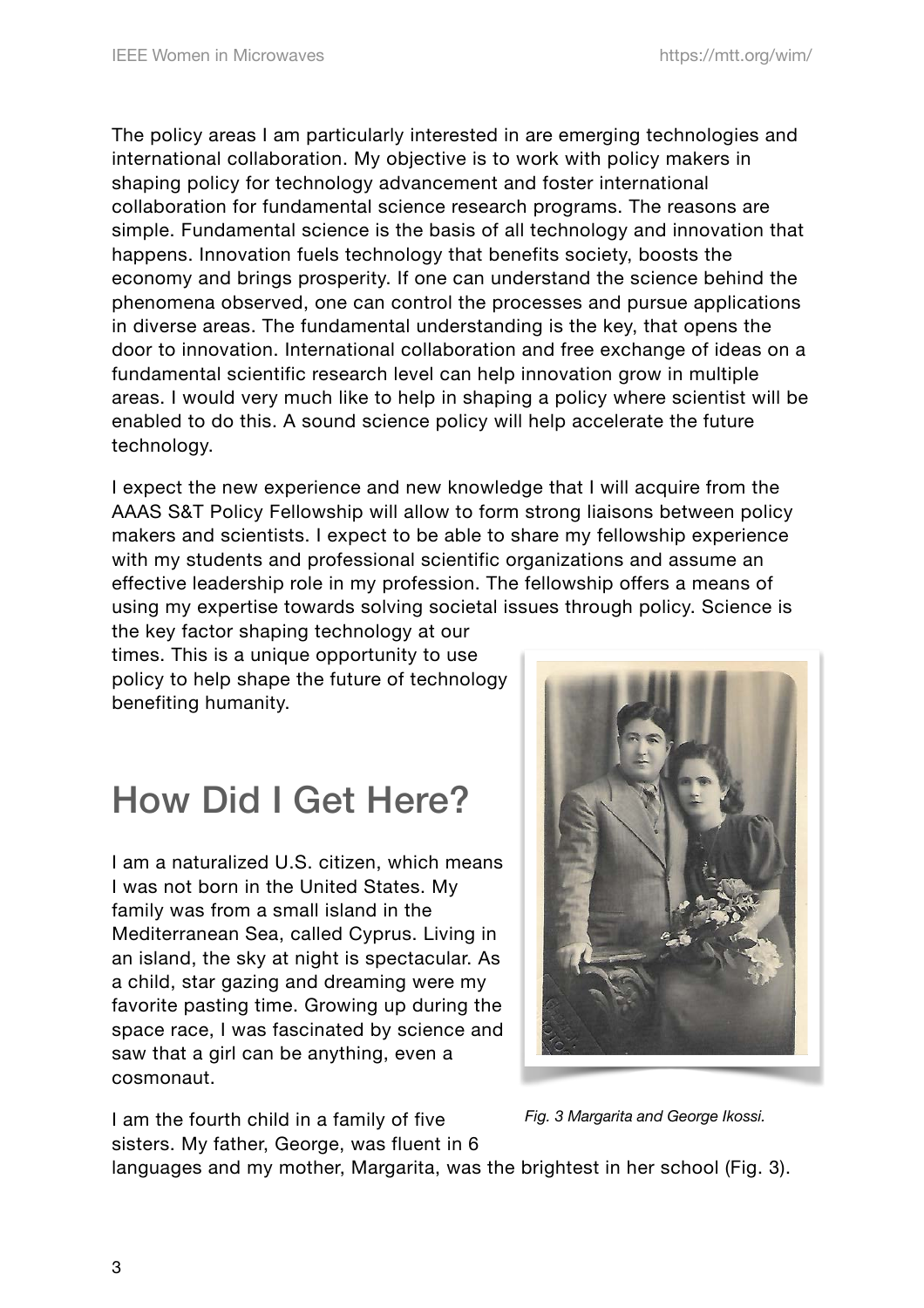The policy areas I am particularly interested in are emerging technologies and international collaboration. My objective is to work with policy makers in shaping policy for technology advancement and foster international collaboration for fundamental science research programs. The reasons are simple. Fundamental science is the basis of all technology and innovation that happens. Innovation fuels technology that benefits society, boosts the economy and brings prosperity. If one can understand the science behind the phenomena observed, one can control the processes and pursue applications in diverse areas. The fundamental understanding is the key, that opens the door to innovation. International collaboration and free exchange of ideas on a fundamental scientific research level can help innovation grow in multiple areas. I would very much like to help in shaping a policy where scientist will be enabled to do this. A sound science policy will help accelerate the future technology.

I expect the new experience and new knowledge that I will acquire from the AAAS S&T Policy Fellowship will allow to form strong liaisons between policy makers and scientists. I expect to be able to share my fellowship experience with my students and professional scientific organizations and assume an effective leadership role in my profession. The fellowship offers a means of using my expertise towards solving societal issues through policy. Science is the key factor shaping technology at our times. This is a unique opportunity to use policy to help shape the future of technology benefiting humanity.

## How Did I Get Here?

I am a naturalized U.S. citizen, which means I was not born in the United States. My family was from a small island in the Mediterranean Sea, called Cyprus. Living in an island, the sky at night is spectacular. As a child, star gazing and dreaming were my favorite pasting time. Growing up during the space race, I was fascinated by science and saw that a girl can be anything, even a cosmonaut.

*Fig. 3 Margarita and George Ikossi.*

I am the fourth child in a family of five sisters. My father, George, was fluent in 6 languages and my mother, Margarita, was the brightest in her school (Fig. 3).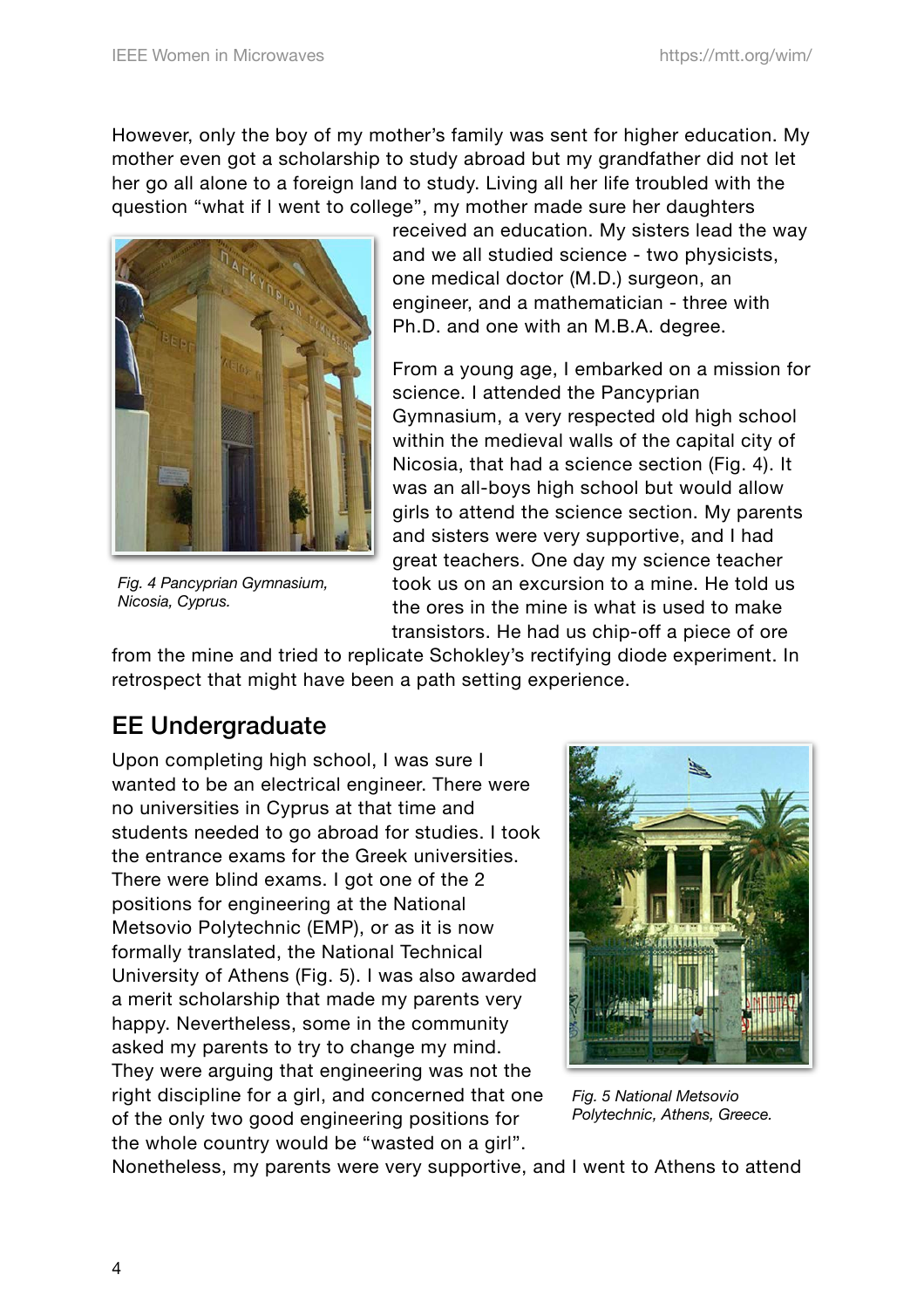However, only the boy of my mother's family was sent for higher education. My mother even got a scholarship to study abroad but my grandfather did not let her go all alone to a foreign land to study. Living all her life troubled with the question "what if I went to college", my mother made sure her daughters received an education. My sisters lead the way and we all studied science - two physicists, one medical doctor (M.D.) surgeon, an engineer, and a mathematician - three with Ph.D. and one with an M.B.A. degree.

*Fig. 4 Pancyprian Gymnasium, Nicosia, Cyprus.*

From a young age, I embarked on a mission for science. I attended the Pancyprian Gymnasium, a very respected old high school within the medieval walls of the capital city of Nicosia, that had a science section (Fig. 4). It was an all-boys high school but would allow girls to attend the science section. My parents and sisters were very supportive, and I had great teachers. One day my science teacher took us on an excursion to a mine. He told us the ores in the mine is what is used to make transistors. He had us chip-off a piece of ore from the mine and tried to replicate Schokley's rectifying diode experiment. In retrospect that might have been a path setting experience.

## EE Undergraduate

Upon completing high school, I was sure I wanted to be an electrical engineer. There were no universities in Cyprus at that time and students needed to go abroad for studies. I took the entrance exams for the Greek universities. There were blind exams. I got one of the 2 positions for engineering at the National Metsovio Polytechnic (EMP), or as it is now formally translated, the National Technical University of Athens (Fig. 5). I was also awarded a merit scholarship that made my parents very happy. Nevertheless, some in the community asked my parents to try to change my mind. They were arguing that engineering was not the right discipline for a girl, and concerned that one of the only two good engineering positions for the whole country would be "wasted on a girl". Nonetheless, my parents were very supportive, and I went to Athens to attend

*Fig. 5 National Metsovio Polytechnic, Athens, Greece.*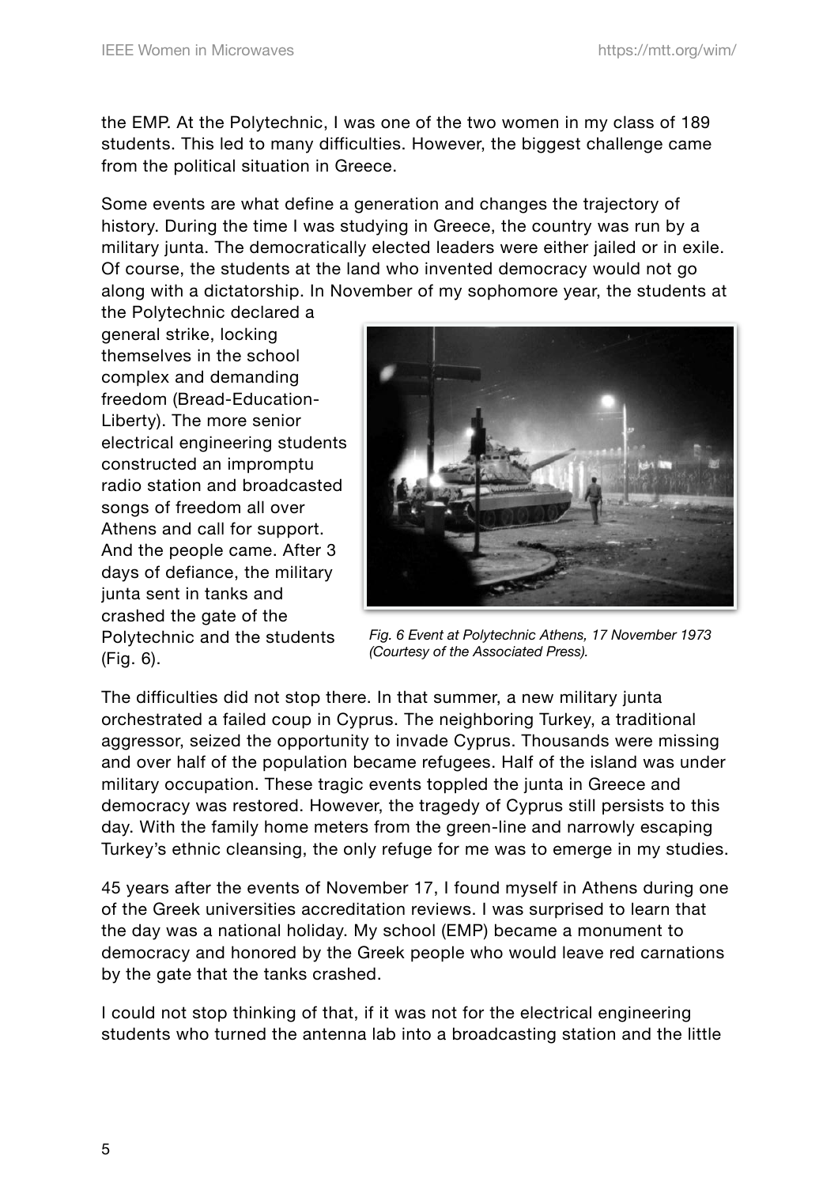the EMP. At the Polytechnic, I was one of the two women in my class of 189 students. This led to many difficulties. However, the biggest challenge came from the political situation in Greece.

Some events are what define a generation and changes the trajectory of history. During the time I was studying in Greece, the country was run by a military junta. The democratically elected leaders were either jailed or in exile. Of course, the students at the land who invented democracy would not go along with a dictatorship. In November of my sophomore year, the students at the Polytechnic declared a general strike, locking themselves in the school complex and demanding freedom (Bread-Education-Liberty). The more senior electrical engineering students constructed an impromptu radio station and broadcasted songs of freedom all over Athens and call for support. And the people came. After 3 days of defiance, the military junta sent in tanks and crashed the gate of the Polytechnic and the students (Fig. 6).

*Fig. 6 Event at Polytechnic Athens, 17 November 1973 (Courtesy of the Associated Press).*

The difficulties did not stop there. In that summer, a new military junta orchestrated a failed coup in Cyprus. The neighboring Turkey, a traditional aggressor, seized the opportunity to invade Cyprus. Thousands were missing and over half of the population became refugees. Half of the island was under military occupation. These tragic events toppled the junta in Greece and democracy was restored. However, the tragedy of Cyprus still persists to this day. With the family home meters from the green-line and narrowly escaping Turkey's ethnic cleansing, the only refuge for me was to emerge in my studies.

45 years after the events of November 17, I found myself in Athens during one of the Greek universities accreditation reviews. I was surprised to learn that the day was a national holiday. My school (EMP) became a monument to democracy and honored by the Greek people who would leave red carnations by the gate that the tanks crashed.

I could not stop thinking of that, if it was not for the electrical engineering students who turned the antenna lab into a broadcasting station and the little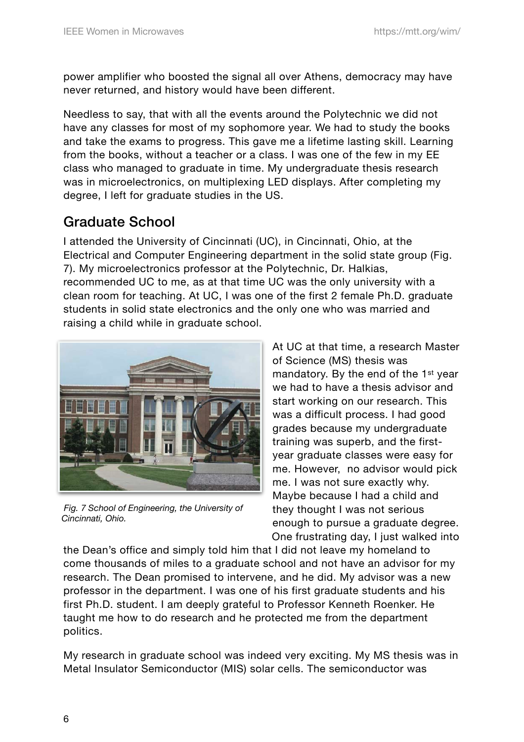power amplifier who boosted the signal all over Athens, democracy may have never returned, and history would have been different.

Needless to say, that with all the events around the Polytechnic we did not have any classes for most of my sophomore year. We had to study the books and take the exams to progress. This gave me a lifetime lasting skill. Learning from the books, without a teacher or a class. I was one of the few in my EE class who managed to graduate in time. My undergraduate thesis research was in microelectronics, on multiplexing LED displays. After completing my degree, I left for graduate studies in the US.

## Graduate School

I attended the University of Cincinnati (UC), in Cincinnati, Ohio, at the Electrical and Computer Engineering department in the solid state group (Fig. 7). My microelectronics professor at the Polytechnic, Dr. Halkias, recommended UC to me, as at that time UC was the only university with a clean room for teaching. At UC, I was one of the first 2 female Ph.D. graduate students in solid state electronics and the only one who was married and raising a child while in graduate school.

*Fig. 7 School of Engineering, the University of Cincinnati, Ohio.*

At UC at that time, a research Master of Science (MS) thesis was mandatory. By the end of the 1st year we had to have a thesis advisor and start working on our research. This was a difficult process. I had good grades because my undergraduate training was superb, and the first-year graduate classes were easy for me. However, no advisor would pick me. I was not sure exactly why. Maybe because I had a child and they thought I was not serious enough to pursue a graduate degree. One frustrating day, I just walked into the Dean's office and simply told him that I did not leave my homeland to come thousands of miles to a graduate school and not have an advisor for my research. The Dean promised to intervene, and he did. My advisor was a new professor in the department. I was one of his first graduate students and his first Ph.D. student. I am deeply grateful to Professor Kenneth Roenker. He taught me how to do research and he protected me from the department politics.

My research in graduate school was indeed very exciting. My MS thesis was in Metal Insulator Semiconductor (MIS) solar cells. The semiconductor was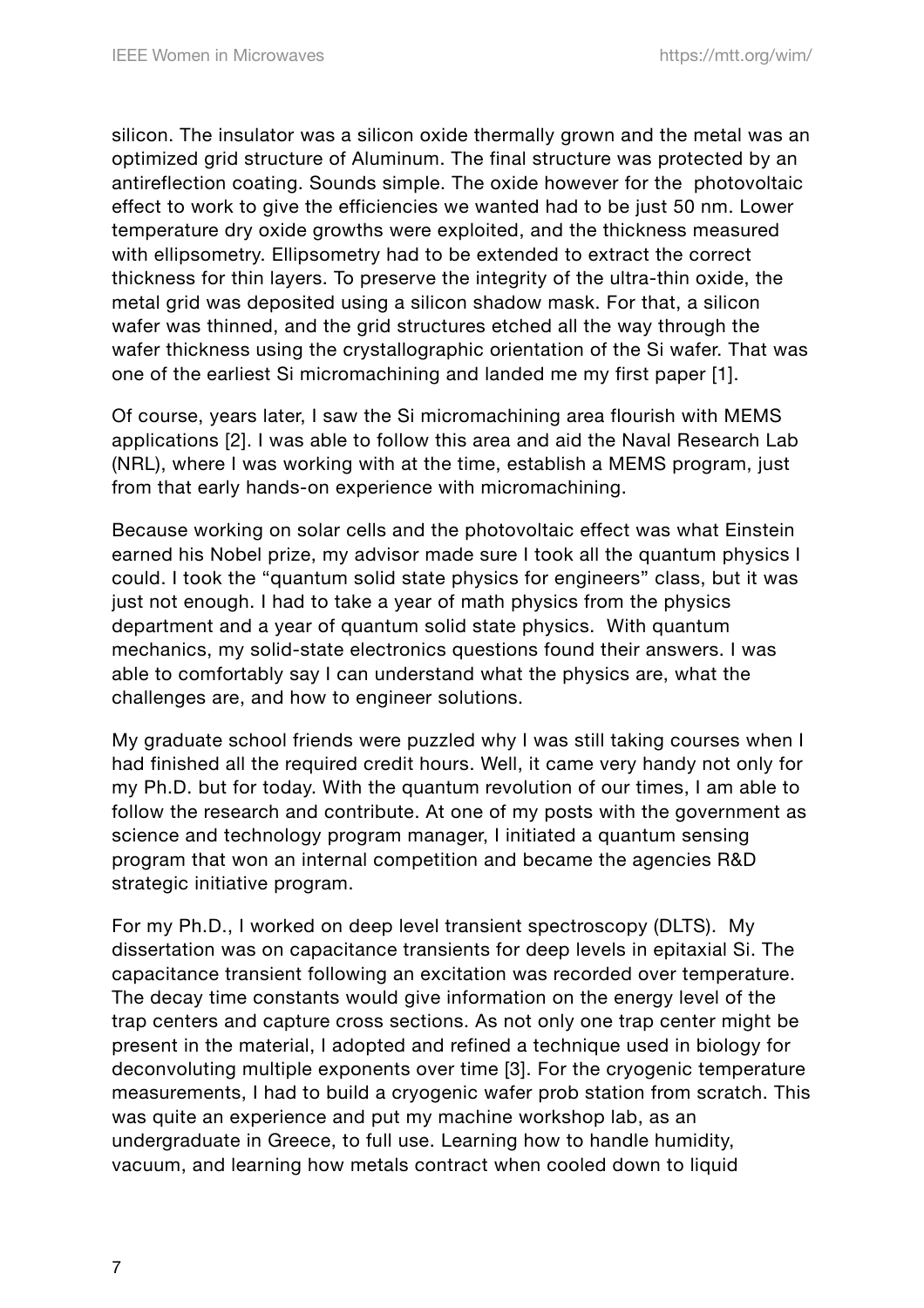silicon. The insulator was a silicon oxide thermally grown and the metal was an optimized grid structure of Aluminum. The final structure was protected by an antireflection coating. Sounds simple. The oxide however for the photovoltaic effect to work to give the efficiencies we wanted had to be just 50 nm. Lower temperature dry oxide growths were exploited, and the thickness measured with ellipsometry. Ellipsometry had to be extended to extract the correct thickness for thin layers. To preserve the integrity of the ultra-thin oxide, the metal grid was deposited using a silicon shadow mask. For that, a silicon wafer was thinned, and the grid structures etched all the way through the wafer thickness using the crystallographic orientation of the Si wafer. That was one of the earliest Si micromachining and landed me my first paper [1].

Of course, years later, I saw the Si micromachining area flourish with MEMS applications [2]. I was able to follow this area and aid the Naval Research Lab (NRL), where I was working with at the time, establish a MEMS program, just from that early hands-on experience with micromachining.

Because working on solar cells and the photovoltaic effect was what Einstein earned his Nobel prize, my advisor made sure I took all the quantum physics I could. I took the "quantum solid state physics for engineers" class, but it was just not enough. I had to take a year of math physics from the physics department and a year of quantum solid state physics. With quantum mechanics, my solid-state electronics questions found their answers. I was able to comfortably say I can understand what the physics are, what the challenges are, and how to engineer solutions.

My graduate school friends were puzzled why I was still taking courses when I had finished all the required credit hours. Well, it came very handy not only for my Ph.D. but for today. With the quantum revolution of our times, I am able to follow the research and contribute. At one of my posts with the government as science and technology program manager, I initiated a quantum sensing program that won an internal competition and became the agencies R&D strategic initiative program.

For my Ph.D., I worked on deep level transient spectroscopy (DLTS). My dissertation was on capacitance transients for deep levels in epitaxial Si. The capacitance transient following an excitation was recorded over temperature. The decay time constants would give information on the energy level of the trap centers and capture cross sections. As not only one trap center might be present in the material, I adopted and refined a technique used in biology for deconvoluting multiple exponents over time [3]. For the cryogenic temperature measurements, I had to build a cryogenic wafer prob station from scratch. This was quite an experience and put my machine workshop lab, as an undergraduate in Greece, to full use. Learning how to handle humidity, vacuum, and learning how metals contract when cooled down to liquid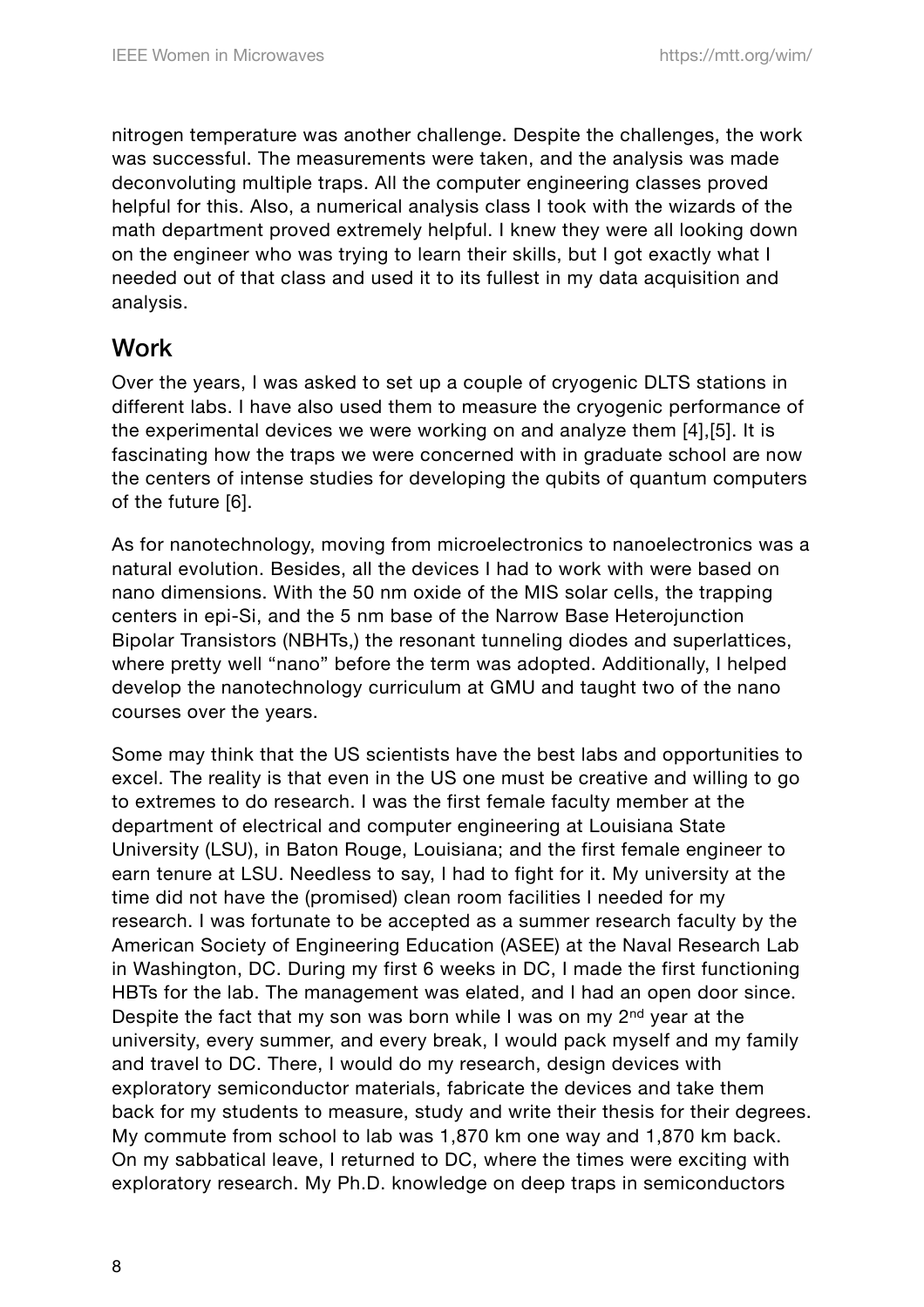nitrogen temperature was another challenge. Despite the challenges, the work was successful. The measurements were taken, and the analysis was made deconvoluting multiple traps. All the computer engineering classes proved helpful for this. Also, a numerical analysis class I took with the wizards of the math department proved extremely helpful. I knew they were all looking down on the engineer who was trying to learn their skills, but I got exactly what I needed out of that class and used it to its fullest in my data acquisition and analysis.

## Work

Over the years, I was asked to set up a couple of cryogenic DLTS stations in different labs. I have also used them to measure the cryogenic performance of the experimental devices we were working on and analyze them [4],[5]. It is fascinating how the traps we were concerned with in graduate school are now the centers of intense studies for developing the qubits of quantum computers of the future [6].

As for nanotechnology, moving from microelectronics to nanoelectronics was a natural evolution. Besides, all the devices I had to work with were based on nano dimensions. With the 50 nm oxide of the MIS solar cells, the trapping centers in epi-Si, and the 5 nm base of the Narrow Base Heterojunction Bipolar Transistors (NBHTs,) the resonant tunneling diodes and superlattices, where pretty well "nano" before the term was adopted. Additionally, I helped develop the nanotechnology curriculum at GMU and taught two of the nano courses over the years.

Some may think that the US scientists have the best labs and opportunities to excel. The reality is that even in the US one must be creative and willing to go to extremes to do research. I was the first female faculty member at the department of electrical and computer engineering at Louisiana State University (LSU), in Baton Rouge, Louisiana; and the first female engineer to earn tenure at LSU. Needless to say, I had to fight for it. My university at the time did not have the (promised) clean room facilities I needed for my research. I was fortunate to be accepted as a summer research faculty by the American Society of Engineering Education (ASEE) at the Naval Research Lab in Washington, DC. During my first 6 weeks in DC, I made the first functioning HBTs for the lab. The management was elated, and I had an open door since. Despite the fact that my son was born while I was on my 2nd year at the university, every summer, and every break, I would pack myself and my family and travel to DC. There, I would do my research, design devices with exploratory semiconductor materials, fabricate the devices and take them back for my students to measure, study and write their thesis for their degrees. My commute from school to lab was 1,870 km one way and 1,870 km back. On my sabbatical leave, I returned to DC, where the times were exciting with exploratory research. My Ph.D. knowledge on deep traps in semiconductors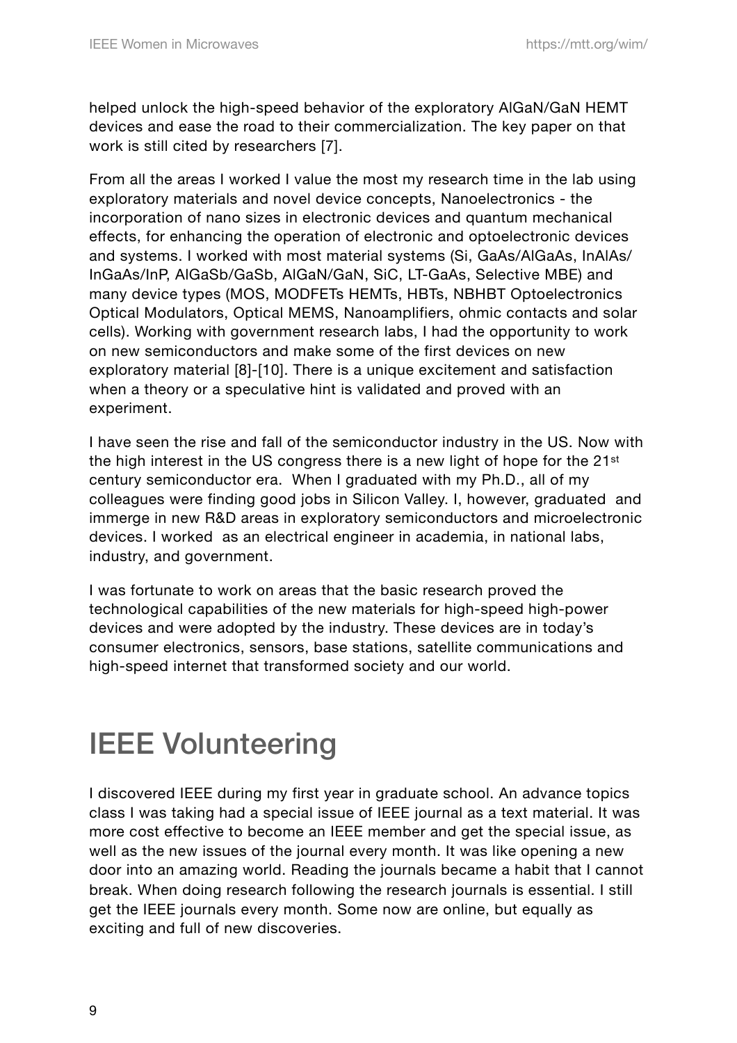helped unlock the high-speed behavior of the exploratory AlGaN/GaN HEMT devices and ease the road to their commercialization. The key paper on that work is still cited by researchers [7].

From all the areas I worked I value the most my research time in the lab using exploratory materials and novel device concepts, Nanoelectronics - the incorporation of nano sizes in electronic devices and quantum mechanical effects, for enhancing the operation of electronic and optoelectronic devices and systems. I worked with most material systems (Si, GaAs/AlGaAs, InAlAs/InGaAs/InP, AlGaSb/GaSb, AlGaN/GaN, SiC, LT-GaAs, Selective MBE) and many device types (MOS, MODFETs HEMTs, HBTs, NBHBT Optoelectronics Optical Modulators, Optical MEMS, Nanoamplifiers, ohmic contacts and solar cells). Working with government research labs, I had the opportunity to work on new semiconductors and make some of the first devices on new exploratory material [8]-[10]. There is a unique excitement and satisfaction when a theory or a speculative hint is validated and proved with an experiment.

I have seen the rise and fall of the semiconductor industry in the US. Now with the high interest in the US congress there is a new light of hope for the 21st century semiconductor era. When I graduated with my Ph.D., all of my colleagues were finding good jobs in Silicon Valley. I, however, graduated and immerge in new R&D areas in exploratory semiconductors and microelectronic devices. I worked as an electrical engineer in academia, in national labs, industry, and government.

I was fortunate to work on areas that the basic research proved the technological capabilities of the new materials for high-speed high-power devices and were adopted by the industry. These devices are in today's consumer electronics, sensors, base stations, satellite communications and high-speed internet that transformed society and our world.

# IEEE Volunteering

I discovered IEEE during my first year in graduate school. An advance topics class I was taking had a special issue of IEEE journal as a text material. It was more cost effective to become an IEEE member and get the special issue, as well as the new issues of the journal every month. It was like opening a new door into an amazing world. Reading the journals became a habit that I cannot break. When doing research following the research journals is essential. I still get the IEEE journals every month. Some now are online, but equally as exciting and full of new discoveries.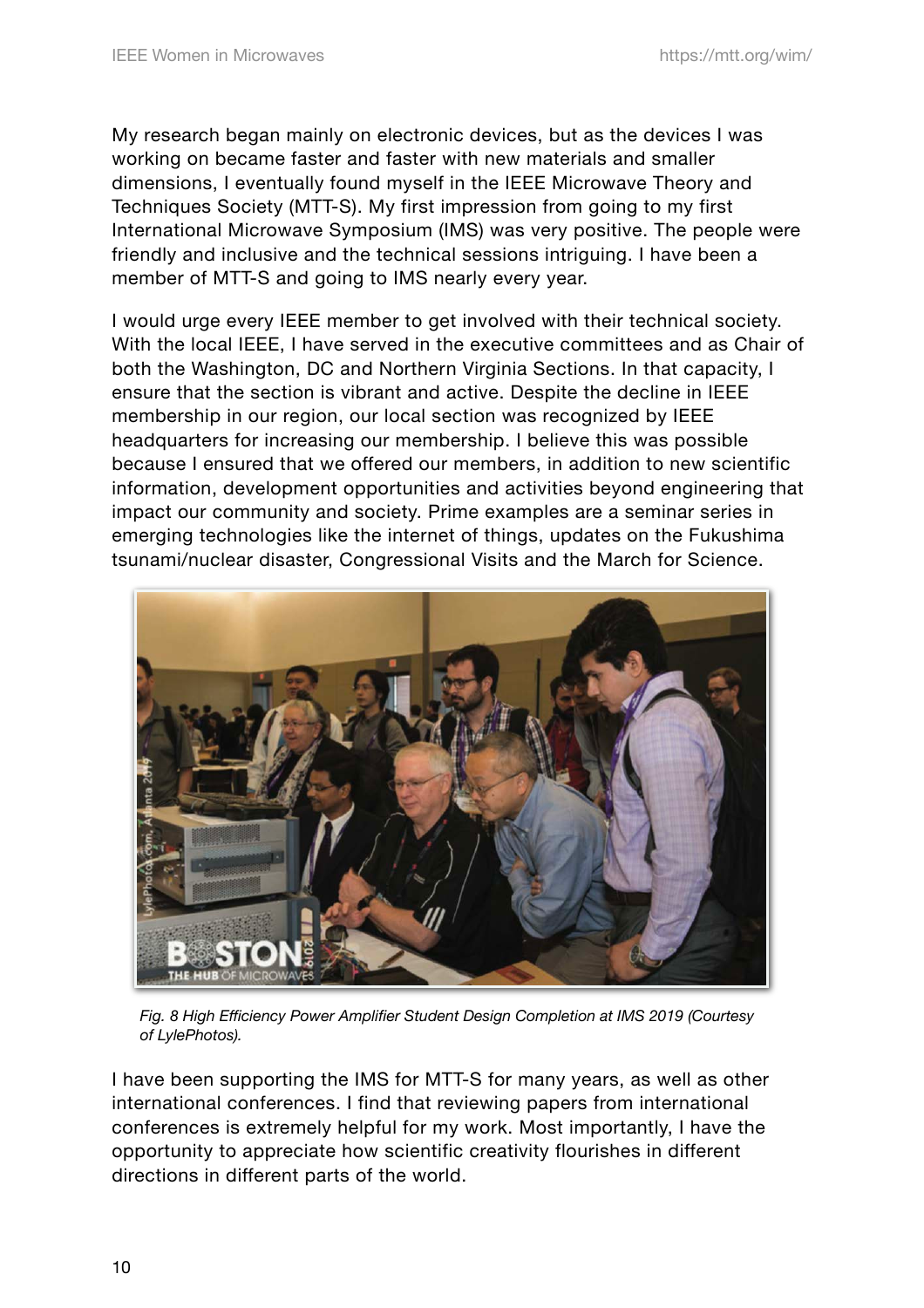My research began mainly on electronic devices, but as the devices I was working on became faster and faster with new materials and smaller dimensions, I eventually found myself in the IEEE Microwave Theory and Techniques Society (MTT-S). My first impression from going to my first International Microwave Symposium (IMS) was very positive. The people were friendly and inclusive and the technical sessions intriguing. I have been a member of MTT-S and going to IMS nearly every year.

I would urge every IEEE member to get involved with their technical society. With the local IEEE, I have served in the executive committees and as Chair of both the Washington, DC and Northern Virginia Sections. In that capacity, I ensure that the section is vibrant and active. Despite the decline in IEEE membership in our region, our local section was recognized by IEEE headquarters for increasing our membership. I believe this was possible because I ensured that we offered our members, in addition to new scientific information, development opportunities and activities beyond engineering that impact our community and society. Prime examples are a seminar series in emerging technologies like the internet of things, updates on the Fukushima tsunami/nuclear disaster, Congressional Visits and the March for Science.

*Fig. 8 High Efficiency Power Amplifier Student Design Completion at IMS 2019 (Courtesy of LylePhotos).*

I have been supporting the IMS for MTT-S for many years, as well as other international conferences. I find that reviewing papers from international conferences is extremely helpful for my work. Most importantly, I have the opportunity to appreciate how scientific creativity flourishes in different directions in different parts of the world.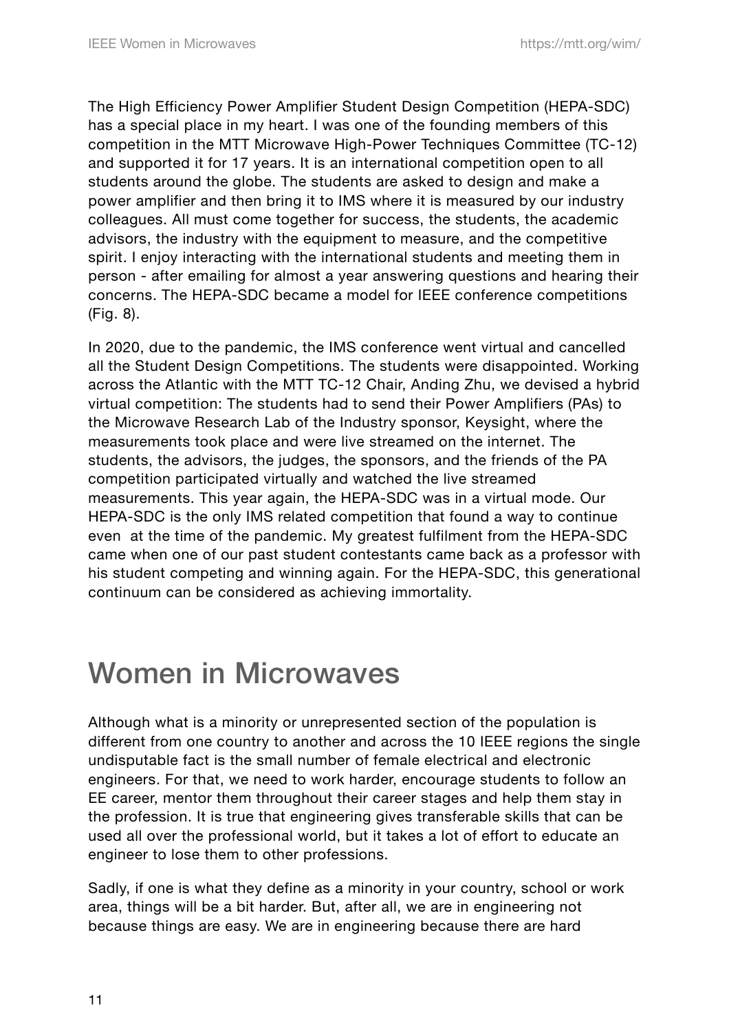The High Efficiency Power Amplifier Student Design Competition (HEPA-SDC) has a special place in my heart. I was one of the founding members of this competition in the MTT Microwave High-Power Techniques Committee (TC-12) and supported it for 17 years. It is an international competition open to all students around the globe. The students are asked to design and make a power amplifier and then bring it to IMS where it is measured by our industry colleagues. All must come together for success, the students, the academic advisors, the industry with the equipment to measure, and the competitive spirit. I enjoy interacting with the international students and meeting them in person - after emailing for almost a year answering questions and hearing their concerns. The HEPA-SDC became a model for IEEE conference competitions (Fig. 8).

In 2020, due to the pandemic, the IMS conference went virtual and cancelled all the Student Design Competitions. The students were disappointed. Working across the Atlantic with the MTT TC-12 Chair, Anding Zhu, we devised a hybrid virtual competition: The students had to send their Power Amplifiers (PAs) to the Microwave Research Lab of the Industry sponsor, Keysight, where the measurements took place and were live streamed on the internet. The students, the advisors, the judges, the sponsors, and the friends of the PA competition participated virtually and watched the live streamed measurements. This year again, the HEPA-SDC was in a virtual mode. Our HEPA-SDC is the only IMS related competition that found a way to continue even at the time of the pandemic. My greatest fulfilment from the HEPA-SDC came when one of our past student contestants came back as a professor with his student competing and winning again. For the HEPA-SDC, this generational continuum can be considered as achieving immortality.

# Women in Microwaves

Although what is a minority or unrepresented section of the population is different from one country to another and across the 10 IEEE regions the single undisputable fact is the small number of female electrical and electronic engineers. For that, we need to work harder, encourage students to follow an EE career, mentor them throughout their career stages and help them stay in the profession. It is true that engineering gives transferable skills that can be used all over the professional world, but it takes a lot of effort to educate an engineer to lose them to other professions.

Sadly, if one is what they define as a minority in your country, school or work area, things will be a bit harder. But, after all, we are in engineering not because things are easy. We are in engineering because there are hard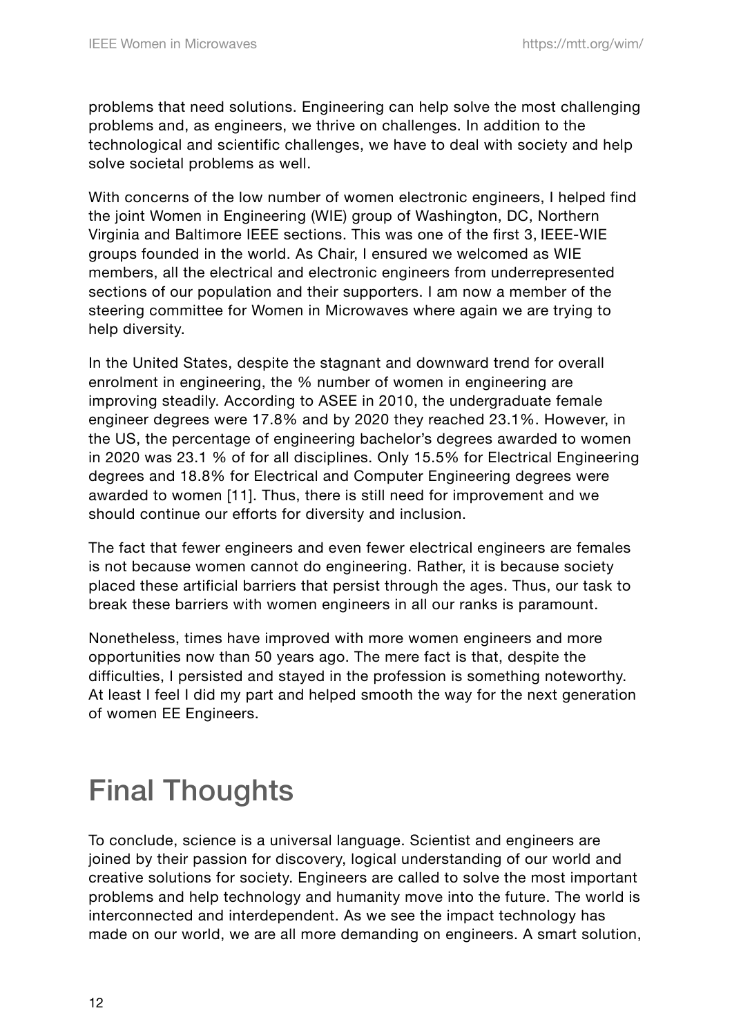problems that need solutions. Engineering can help solve the most challenging problems and, as engineers, we thrive on challenges. In addition to the technological and scientific challenges, we have to deal with society and help solve societal problems as well.

With concerns of the low number of women electronic engineers, I helped find the joint Women in Engineering (WIE) group of Washington, DC, Northern Virginia and Baltimore IEEE sections. This was one of the first 3, IEEE-WIE groups founded in the world. As Chair, I ensured we welcomed as WIE members, all the electrical and electronic engineers from underrepresented sections of our population and their supporters. I am now a member of the steering committee for Women in Microwaves where again we are trying to help diversity.

In the United States, despite the stagnant and downward trend for overall enrolment in engineering, the % number of women in engineering are improving steadily. According to ASEE in 2010, the undergraduate female engineer degrees were 17.8% and by 2020 they reached 23.1%. However, in the US, the percentage of engineering bachelor's degrees awarded to women in 2020 was 23.1 % of for all disciplines. Only 15.5% for Electrical Engineering degrees and 18.8% for Electrical and Computer Engineering degrees were awarded to women [11]. Thus, there is still need for improvement and we should continue our efforts for diversity and inclusion.

The fact that fewer engineers and even fewer electrical engineers are females is not because women cannot do engineering. Rather, it is because society placed these artificial barriers that persist through the ages. Thus, our task to break these barriers with women engineers in all our ranks is paramount.

Nonetheless, times have improved with more women engineers and more opportunities now than 50 years ago. The mere fact is that, despite the difficulties, I persisted and stayed in the profession is something noteworthy. At least I feel I did my part and helped smooth the way for the next generation of women EE Engineers.

# Final Thoughts

To conclude, science is a universal language. Scientist and engineers are joined by their passion for discovery, logical understanding of our world and creative solutions for society. Engineers are called to solve the most important problems and help technology and humanity move into the future. The world is interconnected and interdependent. As we see the impact technology has made on our world, we are all more demanding on engineers. A smart solution,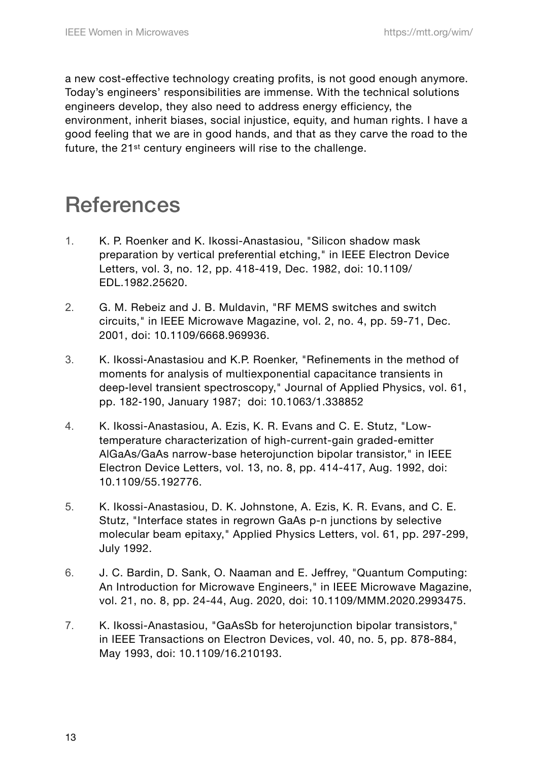a new cost-effective technology creating profits, is not good enough anymore. Today's engineers' responsibilities are immense. With the technical solutions engineers develop, they also need to address energy efficiency, the environment, inherit biases, social injustice, equity, and human rights. I have a good feeling that we are in good hands, and that as they carve the road to the future, the 21st century engineers will rise to the challenge.

# References

1. K. P. Roenker and K. Ikossi-Anastasiou, "Silicon shadow mask preparation by vertical preferential etching," in IEEE Electron Device Letters, vol. 3, no. 12, pp. 418-419, Dec. 1982, doi: 10.1109/EDL.1982.25620.
2. G. M. Rebeiz and J. B. Muldavin, "RF MEMS switches and switch circuits," in IEEE Microwave Magazine, vol. 2, no. 4, pp. 59-71, Dec. 2001, doi: 10.1109/6668.969936.
3. K. Ikossi-Anastasiou and K.P. Roenker, "Refinements in the method of moments for analysis of multiexponential capacitance transients in deep-level transient spectroscopy," Journal of Applied Physics, vol. 61, pp. 182-190, January 1987; doi: 10.1063/1.338852
4. K. Ikossi-Anastasiou, A. Ezis, K. R. Evans and C. E. Stutz, "Low-temperature characterization of high-current-gain graded-emitter AlGaAs/GaAs narrow-base heterojunction bipolar transistor," in IEEE Electron Device Letters, vol. 13, no. 8, pp. 414-417, Aug. 1992, doi: 10.1109/55.192776.
5. K. Ikossi-Anastasiou, D. K. Johnstone, A. Ezis, K. R. Evans, and C. E. Stutz, "Interface states in regrown GaAs p-n junctions by selective molecular beam epitaxy," Applied Physics Letters, vol. 61, pp. 297-299, July 1992.
6. J. C. Bardin, D. Sank, O. Naaman and E. Jeffrey, "Quantum Computing: An Introduction for Microwave Engineers," in IEEE Microwave Magazine, vol. 21, no. 8, pp. 24-44, Aug. 2020, doi: 10.1109/MMM.2020.2993475.
7. K. Ikossi-Anastasiou, "GaAsSb for heterojunction bipolar transistors," in IEEE Transactions on Electron Devices, vol. 40, no. 5, pp. 878-884, May 1993, doi: 10.1109/16.210193.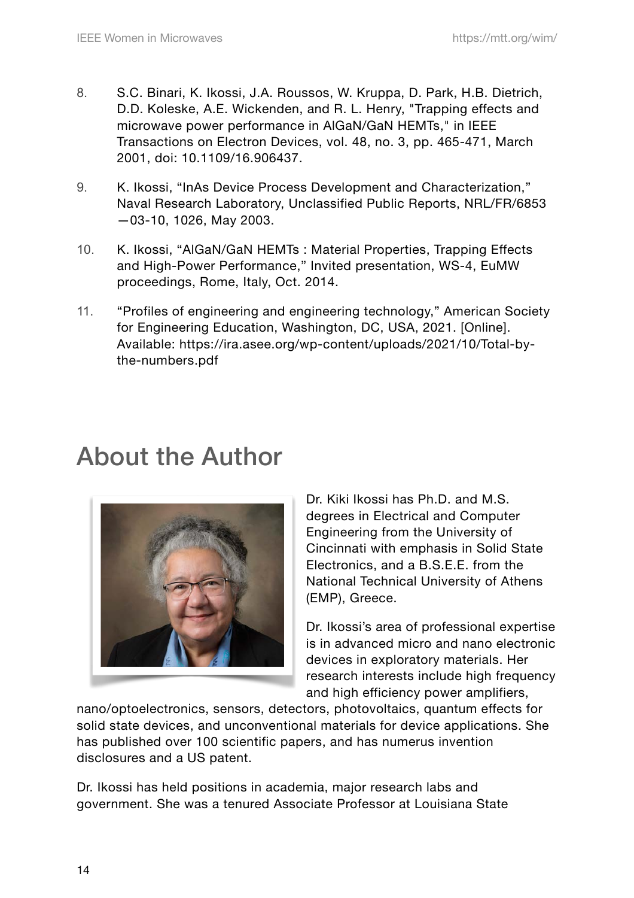8. S.C. Binari, K. Ikossi, J.A. Roussos, W. Kruppa, D. Park, H.B. Dietrich, D.D. Koleske, A.E. Wickenden, and R. L. Henry, "Trapping effects and microwave power performance in AlGaN/GaN HEMTs," in IEEE Transactions on Electron Devices, vol. 48, no. 3, pp. 465-471, March 2001, doi: 10.1109/16.906437.

9. K. Ikossi, "InAs Device Process Development and Characterization," Naval Research Laboratory, Unclassified Public Reports, NRL/FR/6853—03-10, 1026, May 2003.

10. K. Ikossi, "AlGaN/GaN HEMTs : Material Properties, Trapping Effects and High-Power Performance," Invited presentation, WS-4, EuMW proceedings, Rome, Italy, Oct. 2014.

11. "Profiles of engineering and engineering technology," American Society for Engineering Education, Washington, DC, USA, 2021. [Online]. Available: https://ira.asee.org/wp-content/uploads/2021/10/Total-by-the-numbers.pdf

# About the Author

Dr. Kiki Ikossi has Ph.D. and M.S. degrees in Electrical and Computer Engineering from the University of Cincinnati with emphasis in Solid State Electronics, and a B.S.E.E. from the National Technical University of Athens (EMP), Greece.

Dr. Ikossi's area of professional expertise is in advanced micro and nano electronic devices in exploratory materials. Her research interests include high frequency and high efficiency power amplifiers, nano/optoelectronics, sensors, detectors, photovoltaics, quantum effects for solid state devices, and unconventional materials for device applications. She has published over 100 scientific papers, and has numerus invention disclosures and a US patent.

Dr. Ikossi has held positions in academia, major research labs and government. She was a tenured Associate Professor at Louisiana State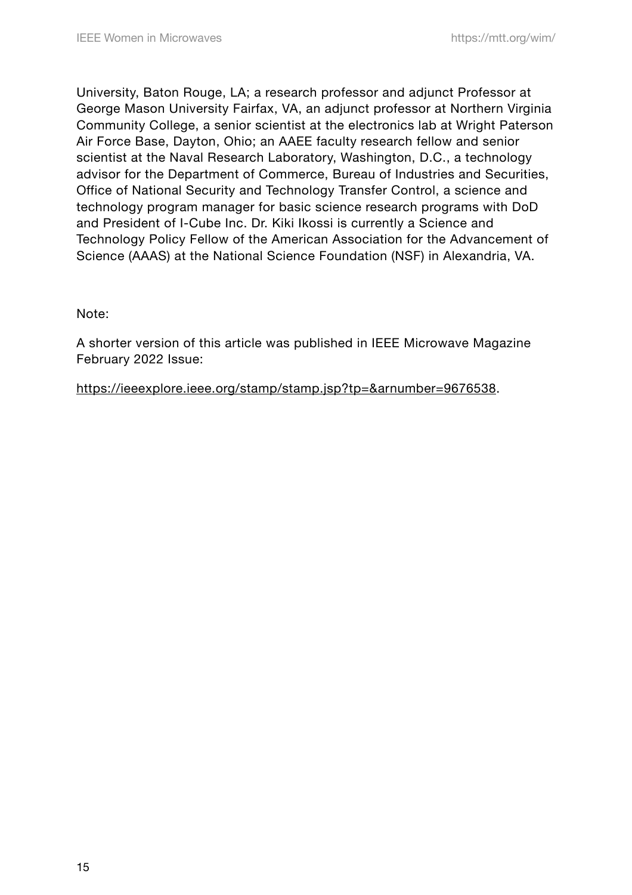University, Baton Rouge, LA; a research professor and adjunct Professor at George Mason University Fairfax, VA, an adjunct professor at Northern Virginia Community College, a senior scientist at the electronics lab at Wright Paterson Air Force Base, Dayton, Ohio; an AAEE faculty research fellow and senior scientist at the Naval Research Laboratory, Washington, D.C., a technology advisor for the Department of Commerce, Bureau of Industries and Securities, Office of National Security and Technology Transfer Control, a science and technology program manager for basic science research programs with DoD and President of I-Cube Inc. Dr. Kiki Ikossi is currently a Science and Technology Policy Fellow of the American Association for the Advancement of Science (AAAS) at the National Science Foundation (NSF) in Alexandria, VA.

Note:

A shorter version of this article was published in IEEE Microwave Magazine February 2022 Issue:

https://ieeexplore.ieee.org/stamp/stamp.jsp?tp=&arnumber=9676538.